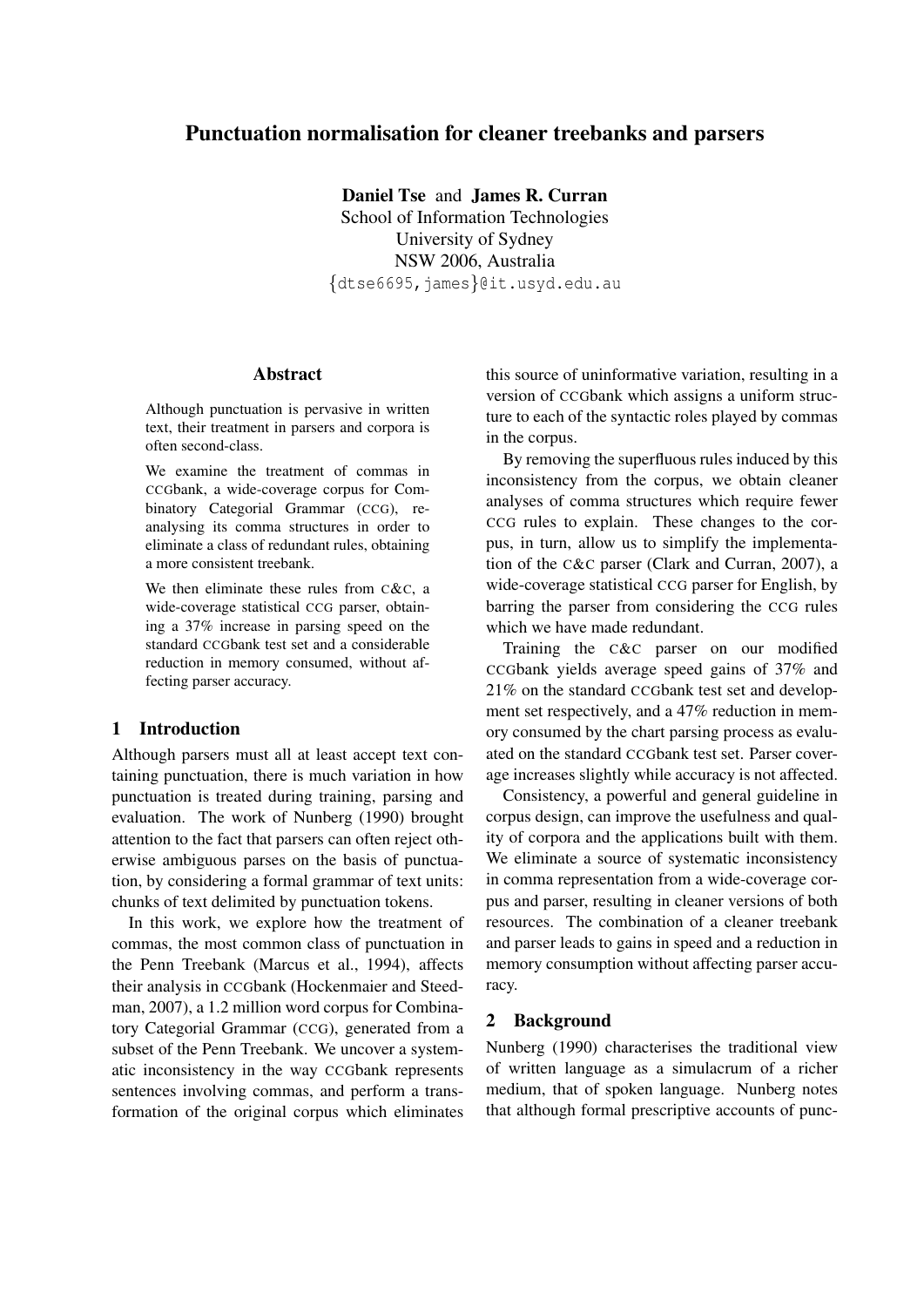# Punctuation normalisation for cleaner treebanks and parsers

**Daniel Tse** and **James R. Curran**
School of Information Technologies
University of Sydney
NSW 2006, Australia
{dtse6695,james}@it.usyd.edu.au

## Abstract

Although punctuation is pervasive in written text, their treatment in parsers and corpora is often second-class.

We examine the treatment of commas in CCGbank, a wide-coverage corpus for Combinatory Categorial Grammar (CCG), re-analysing its comma structures in order to eliminate a class of redundant rules, obtaining a more consistent treebank.

We then eliminate these rules from C&C, a wide-coverage statistical CCG parser, obtaining a 37% increase in parsing speed on the standard CCGbank test set and a considerable reduction in memory consumed, without affecting parser accuracy.

## 1 Introduction

Although parsers must all at least accept text containing punctuation, there is much variation in how punctuation is treated during training, parsing and evaluation. The work of Nunberg (1990) brought attention to the fact that parsers can often reject otherwise ambiguous parses on the basis of punctuation, by considering a formal grammar of text units: chunks of text delimited by punctuation tokens.

In this work, we explore how the treatment of commas, the most common class of punctuation in the Penn Treebank (Marcus et al., 1994), affects their analysis in CCGbank (Hockenmaier and Steedman, 2007), a 1.2 million word corpus for Combinatory Categorial Grammar (CCG), generated from a subset of the Penn Treebank. We uncover a systematic inconsistency in the way CCGbank represents sentences involving commas, and perform a transformation of the original corpus which eliminates this source of uninformative variation, resulting in a version of CCGbank which assigns a uniform structure to each of the syntactic roles played by commas in the corpus.

By removing the superfluous rules induced by this inconsistency from the corpus, we obtain cleaner analyses of comma structures which require fewer CCG rules to explain. These changes to the corpus, in turn, allow us to simplify the implementation of the C&C parser (Clark and Curran, 2007), a wide-coverage statistical CCG parser for English, by barring the parser from considering the CCG rules which we have made redundant.

Training the C&C parser on our modified CCGbank yields average speed gains of 37% and 21% on the standard CCGbank test set and development set respectively, and a 47% reduction in memory consumed by the chart parsing process as evaluated on the standard CCGbank test set. Parser coverage increases slightly while accuracy is not affected.

Consistency, a powerful and general guideline in corpus design, can improve the usefulness and quality of corpora and the applications built with them. We eliminate a source of systematic inconsistency in comma representation from a wide-coverage corpus and parser, resulting in cleaner versions of both resources. The combination of a cleaner treebank and parser leads to gains in speed and a reduction in memory consumption without affecting parser accuracy.

## 2 Background

Nunberg (1990) characterises the traditional view of written language as a simulacrum of a richer medium, that of spoken language. Nunberg notes that although formal prescriptive accounts of punc-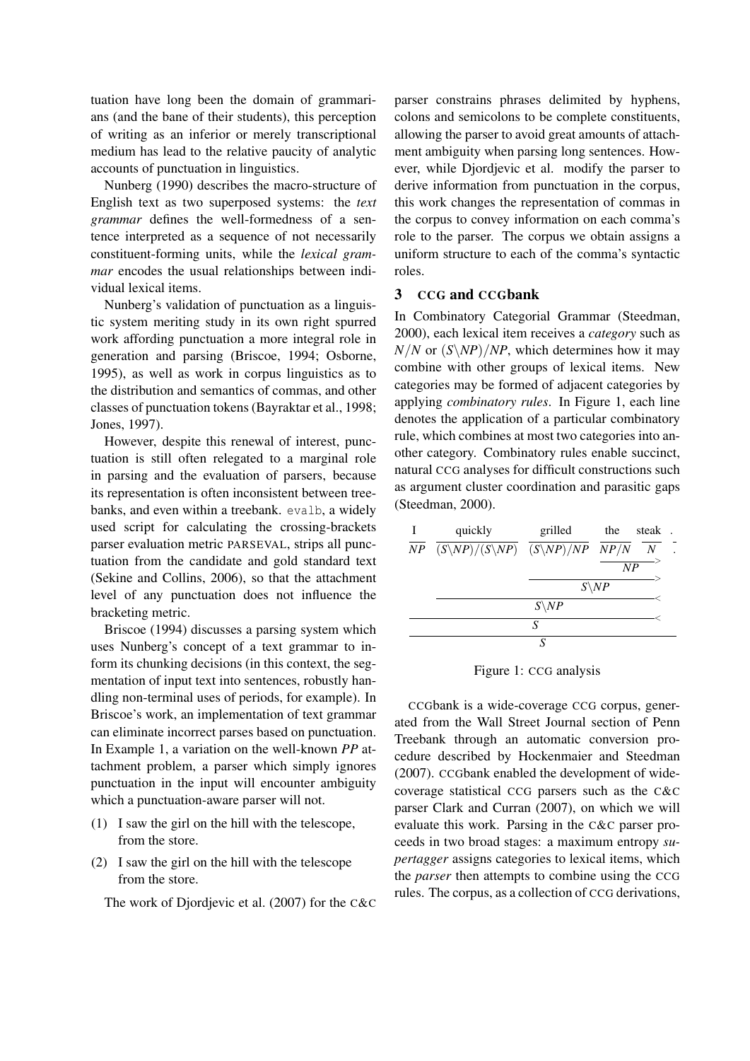tuation have long been the domain of grammarians (and the bane of their students), this perception of writing as an inferior or merely transcriptional medium has lead to the relative paucity of analytic accounts of punctuation in linguistics.

Nunberg (1990) describes the macro-structure of English text as two superposed systems: the *text grammar* defines the well-formedness of a sentence interpreted as a sequence of not necessarily constituent-forming units, while the *lexical grammar* encodes the usual relationships between individual lexical items.

Nunberg's validation of punctuation as a linguistic system meriting study in its own right spurred work affording punctuation a more integral role in generation and parsing (Briscoe, 1994; Osborne, 1995), as well as work in corpus linguistics as to the distribution and semantics of commas, and other classes of punctuation tokens (Bayraktar et al., 1998; Jones, 1997).

However, despite this renewal of interest, punctuation is still often relegated to a marginal role in parsing and the evaluation of parsers, because its representation is often inconsistent between treebanks, and even within a treebank. `evalb`, a widely used script for calculating the crossing-brackets parser evaluation metric PARSEVAL, strips all punctuation from the candidate and gold standard text (Sekine and Collins, 2006), so that the attachment level of any punctuation does not influence the bracketing metric.

Briscoe (1994) discusses a parsing system which uses Nunberg's concept of a text grammar to inform its chunking decisions (in this context, the segmentation of input text into sentences, robustly handling non-terminal uses of periods, for example). In Briscoe's work, an implementation of text grammar can eliminate incorrect parses based on punctuation. In Example 1, a variation on the well-known *PP* attachment problem, a parser which simply ignores punctuation in the input will encounter ambiguity which a punctuation-aware parser will not.

(1) I saw the girl on the hill with the telescope, from the store.

(2) I saw the girl on the hill with the telescope from the store.

The work of Djordjevic et al. (2007) for the C&C parser constrains phrases delimited by hyphens, colons and semicolons to be complete constituents, allowing the parser to avoid great amounts of attachment ambiguity when parsing long sentences. However, while Djordjevic et al. modify the parser to derive information from punctuation in the corpus, this work changes the representation of commas in the corpus to convey information on each comma's role to the parser. The corpus we obtain assigns a uniform structure to each of the comma's syntactic roles.

## 3 CCG and CCGbank

In Combinatory Categorial Grammar (Steedman, 2000), each lexical item receives a *category* such as $N/N$ or $(S\backslash NP)/NP$, which determines how it may combine with other groups of lexical items. New categories may be formed of adjacent categories by applying *combinatory rules*. In Figure 1, each line denotes the application of a particular combinatory rule, which combines at most two categories into another category. Combinatory rules enable succinct, natural CCG analyses for difficult constructions such as argument cluster coordination and parasitic gaps (Steedman, 2000).

| I | quickly | grilled | the | steak | . |
|---|---|---|---|---|---|
| $NP$ | $(S\backslash NP)/(S\backslash NP)$ | $(S\backslash NP)/NP$ | $NP/N$ | $N$ | . |
| | | | $NP$ (>) | | |
| | | $S\backslash NP$ (>) | | | |
| | $S\backslash NP$ (<) | | | | |
| $S$ (<) | | | | | |
| $S$ | | | | | |

Figure 1: CCG analysis

CCGbank is a wide-coverage CCG corpus, generated from the Wall Street Journal section of Penn Treebank through an automatic conversion procedure described by Hockenmaier and Steedman (2007). CCGbank enabled the development of wide-coverage statistical CCG parsers such as the C&C parser Clark and Curran (2007), on which we will evaluate this work. Parsing in the C&C parser proceeds in two broad stages: a maximum entropy *supertagger* assigns categories to lexical items, which the *parser* then attempts to combine using the CCG rules. The corpus, as a collection of CCG derivations,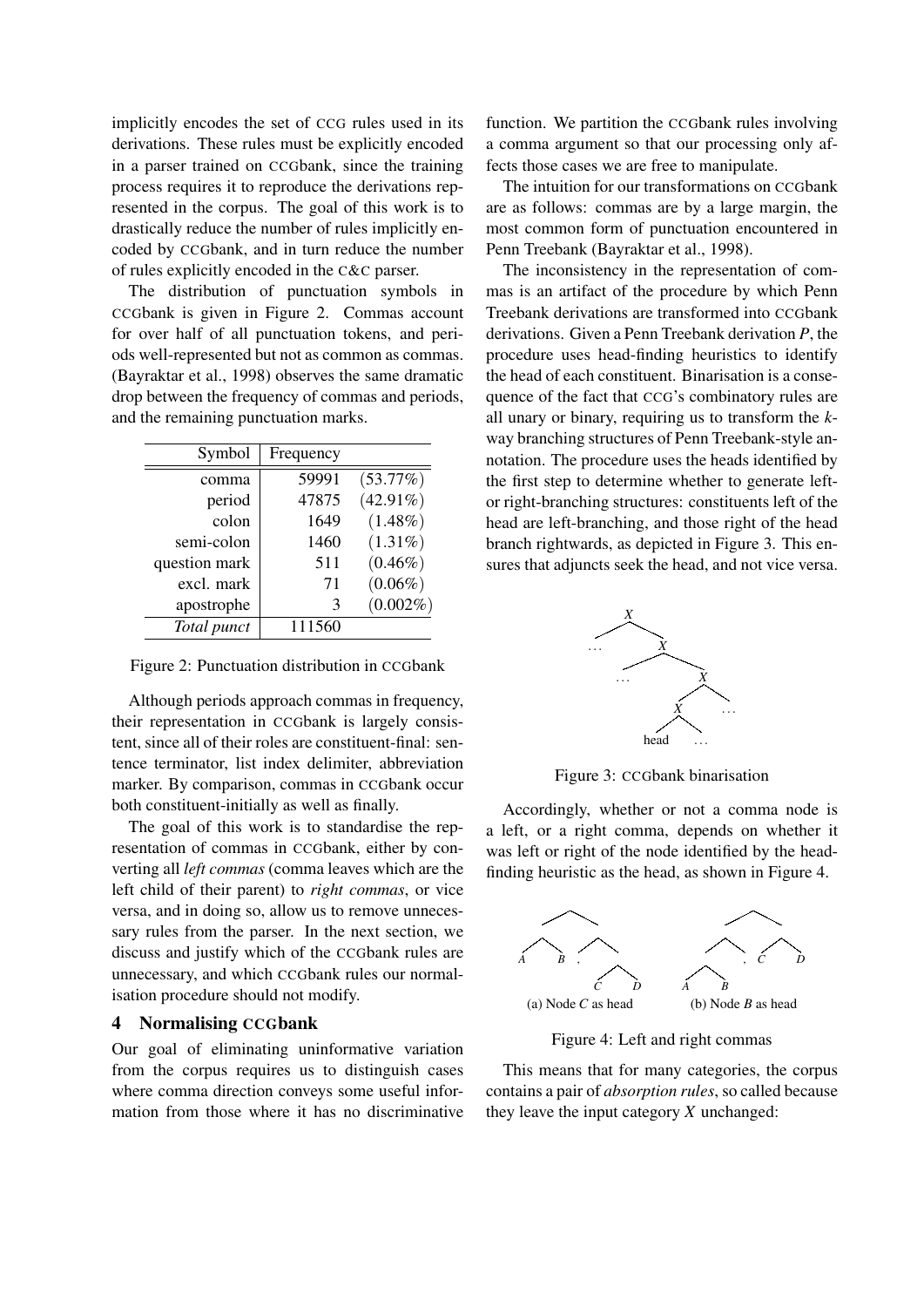implicitly encodes the set of CCG rules used in its derivations. These rules must be explicitly encoded in a parser trained on CCGbank, since the training process requires it to reproduce the derivations represented in the corpus. The goal of this work is to drastically reduce the number of rules implicitly encoded by CCGbank, and in turn reduce the number of rules explicitly encoded in the C&C parser.

The distribution of punctuation symbols in CCGbank is given in Figure 2. Commas account for over half of all punctuation tokens, and periods well-represented but not as common as commas. (Bayraktar et al., 1998) observes the same dramatic drop between the frequency of commas and periods, and the remaining punctuation marks.

| Symbol | Frequency | |
|---|---|---|
| comma | 59991 | (53.77%) |
| period | 47875 | (42.91%) |
| colon | 1649 | (1.48%) |
| semi-colon | 1460 | (1.31%) |
| question mark | 511 | (0.46%) |
| excl. mark | 71 | (0.06%) |
| apostrophe | 3 | (0.002%) |
| *Total punct* | 111560 | |

Figure 2: Punctuation distribution in CCGbank

Although periods approach commas in frequency, their representation in CCGbank is largely consistent, since all of their roles are constituent-final: sentence terminator, list index delimiter, abbreviation marker. By comparison, commas in CCGbank occur both constituent-initially as well as finally.

The goal of this work is to standardise the representation of commas in CCGbank, either by converting all *left commas* (comma leaves which are the left child of their parent) to *right commas*, or vice versa, and in doing so, allow us to remove unnecessary rules from the parser. In the next section, we discuss and justify which of the CCGbank rules are unnecessary, and which CCGbank rules our normalisation procedure should not modify.

## 4 Normalising CCGbank

Our goal of eliminating uninformative variation from the corpus requires us to distinguish cases where comma direction conveys some useful information from those where it has no discriminative function. We partition the CCGbank rules involving a comma argument so that our processing only affects those cases we are free to manipulate.

The intuition for our transformations on CCGbank are as follows: commas are by a large margin, the most common form of punctuation encountered in Penn Treebank (Bayraktar et al., 1998).

The inconsistency in the representation of commas is an artifact of the procedure by which Penn Treebank derivations are transformed into CCGbank derivations. Given a Penn Treebank derivation *P*, the procedure uses head-finding heuristics to identify the head of each constituent. Binarisation is a consequence of the fact that CCG's combinatory rules are all unary or binary, requiring us to transform the *k*-way branching structures of Penn Treebank-style annotation. The procedure uses the heads identified by the first step to determine whether to generate left- or right-branching structures: constituents left of the head are left-branching, and those right of the head branch rightwards, as depicted in Figure 3. This ensures that adjuncts seek the head, and not vice versa.

Figure 3: CCGbank binarisation

Accordingly, whether or not a comma node is a left, or a right comma, depends on whether it was left or right of the node identified by the head-finding heuristic as the head, as shown in Figure 4.

(a) Node *C* as head (b) Node *B* as head

Figure 4: Left and right commas

This means that for many categories, the corpus contains a pair of *absorption rules*, so called because they leave the input category *X* unchanged: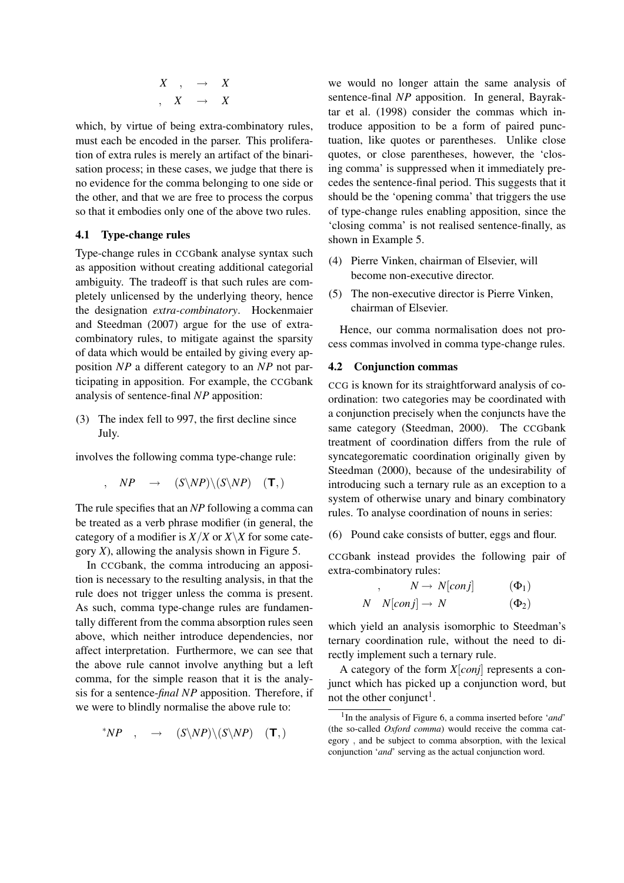$$X \quad , \quad \rightarrow \quad X$$
$$, \quad X \quad \rightarrow \quad X$$

which, by virtue of being extra-combinatory rules, must each be encoded in the parser. This proliferation of extra rules is merely an artifact of the binarisation process; in these cases, we judge that there is no evidence for the comma belonging to one side or the other, and that we are free to process the corpus so that it embodies only one of the above two rules.

### 4.1 Type-change rules

Type-change rules in CCGbank analyse syntax such as apposition without creating additional categorial ambiguity. The tradeoff is that such rules are completely unlicensed by the underlying theory, hence the designation *extra-combinatory*. Hockenmaier and Steedman (2007) argue for the use of extra-combinatory rules, to mitigate against the sparsity of data which would be entailed by giving every apposition *NP* a different category to an *NP* not participating in apposition. For example, the CCGbank analysis of sentence-final *NP* apposition:

(3) The index fell to 997, the first decline since July.

involves the following comma type-change rule:

$$, \quad NP \quad \rightarrow \quad (S\backslash NP)\backslash(S\backslash NP) \quad (\mathsf{T},)$$

The rule specifies that an *NP* following a comma can be treated as a verb phrase modifier (in general, the category of a modifier is $X/X$ or $X\backslash X$ for some category $X$), allowing the analysis shown in Figure 5.

In CCGbank, the comma introducing an apposition is necessary to the resulting analysis, in that the rule does not trigger unless the comma is present. As such, comma type-change rules are fundamentally different from the comma absorption rules seen above, which neither introduce dependencies, nor affect interpretation. Furthermore, we can see that the above rule cannot involve anything but a left comma, for the simple reason that it is the analysis for a sentence-*final NP* apposition. Therefore, if we were to blindly normalise the above rule to:

$$^{*}NP \quad , \quad \rightarrow \quad (S\backslash NP)\backslash(S\backslash NP) \quad (\mathsf{T},)$$

we would no longer attain the same analysis of sentence-final *NP* apposition. In general, Bayraktar et al. (1998) consider the commas which introduce apposition to be a form of paired punctuation, like quotes or parentheses. Unlike close quotes, or close parentheses, however, the 'closing comma' is suppressed when it immediately precedes the sentence-final period. This suggests that it should be the 'opening comma' that triggers the use of type-change rules enabling apposition, since the 'closing comma' is not realised sentence-finally, as shown in Example 5.

(4) Pierre Vinken, chairman of Elsevier, will become non-executive director.

(5) The non-executive director is Pierre Vinken, chairman of Elsevier.

Hence, our comma normalisation does not process commas involved in comma type-change rules.

### 4.2 Conjunction commas

CCG is known for its straightforward analysis of coordination: two categories may be coordinated with a conjunction precisely when the conjuncts have the same category (Steedman, 2000). The CCGbank treatment of coordination differs from the rule of syncategorematic coordination originally given by Steedman (2000), because of the undesirability of introducing such a ternary rule as an exception to a system of otherwise unary and binary combinatory rules. To analyse coordination of nouns in series:

(6) Pound cake consists of butter, eggs and flour.

CCGbank instead provides the following pair of extra-combinatory rules:

$$, \quad N \rightarrow N[conj] \qquad (\Phi_1)$$
$$N \quad N[conj] \rightarrow N \qquad (\Phi_2)$$

which yield an analysis isomorphic to Steedman's ternary coordination rule, without the need to directly implement such a ternary rule.

A category of the form $X[conj]$ represents a conjunct which has picked up a conjunction word, but not the other conjunct[1].

[1] In the analysis of Figure 6, a comma inserted before '*and*' (the so-called *Oxford comma*) would receive the comma category , and be subject to comma absorption, with the lexical conjunction '*and*' serving as the actual conjunction word.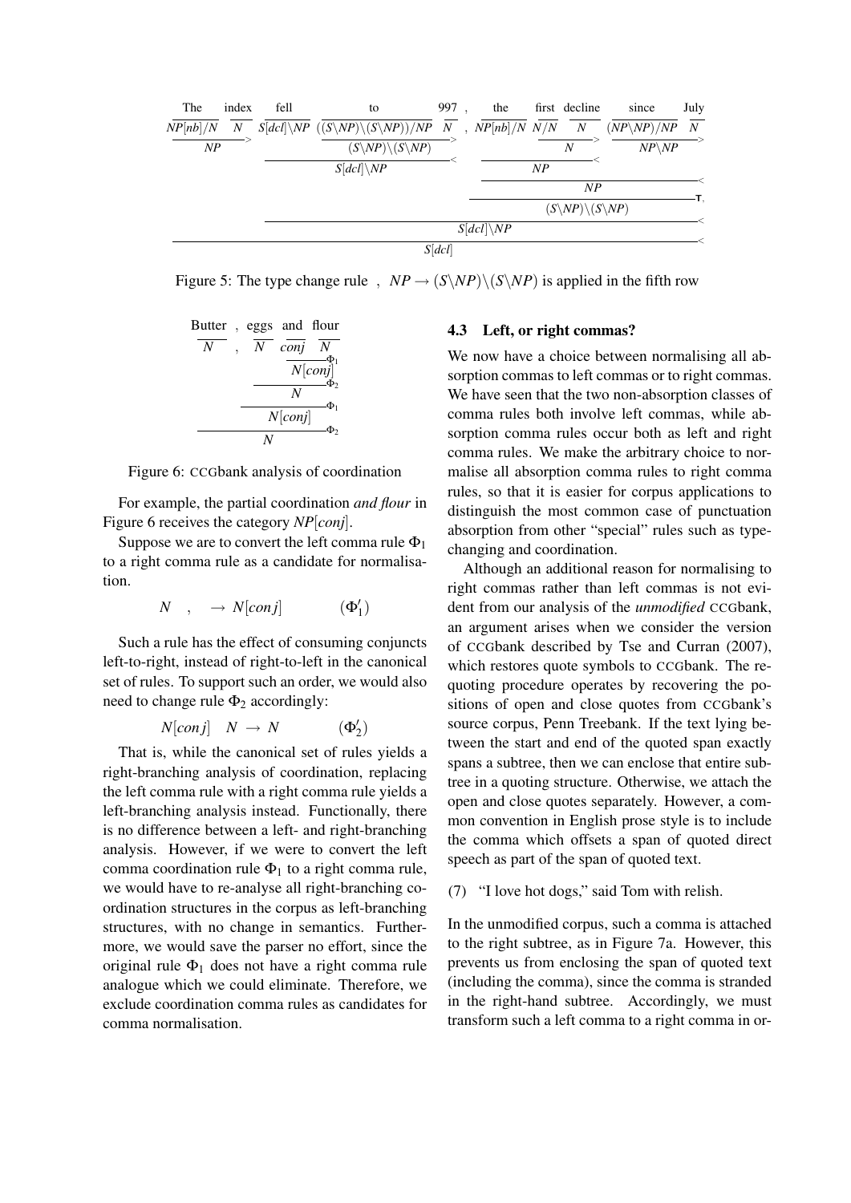| The | index | fell | to | 997 | , | the | first | decline | since | July |
|---|---|---|---|---|---|---|---|---|---|---|
| $NP[nb]/N$ | $N$ | $S[dcl]\backslash NP$ | $((S\backslash NP)\backslash(S\backslash NP))/NP$ | $N$ | , | $NP[nb]/N$ | $N/N$ | $N$ | $(NP\backslash NP)/NP$ | $N$ |

$$\dfrac{The\ index}{NP} > \quad \dfrac{to\ 997}{(S\backslash NP)\backslash(S\backslash NP)} > \quad \dfrac{fell\ to\ 997}{S[dcl]\backslash NP} <$$

$$\dfrac{first\ decline}{N} > \quad \dfrac{the\ first\ decline}{NP} \quad \dfrac{since\ July}{NP\backslash NP} > \quad \dfrac{the\ first\ decline\ since\ July}{NP} <$$

$$\dfrac{,\ NP}{(S\backslash NP)\backslash(S\backslash NP)} \mathrm{T}, \quad \dfrac{fell\ \ldots\ July}{S[dcl]\backslash NP} < \quad \dfrac{The\ index\ \ldots\ July}{S[dcl]} <$$

Figure 5: The type change rule $,\ \ NP \rightarrow (S\backslash NP)\backslash(S\backslash NP)$ is applied in the fifth row

| Butter | , | eggs | and | flour |
|---|---|---|---|---|
| $N$ | , | $N$ | $conj$ | $N$ |

$$\dfrac{and\ flour}{N[conj]} \Phi_1 \quad \dfrac{eggs\ and\ flour}{N} \Phi_2 \quad \dfrac{,\ eggs\ and\ flour}{N[conj]} \Phi_1 \quad \dfrac{Butter\ ,\ eggs\ and\ flour}{N} \Phi_2$$

Figure 6: CCGbank analysis of coordination

For example, the partial coordination *and flour* in Figure 6 receives the category $NP[conj]$.

Suppose we are to convert the left comma rule $\Phi_1$ to a right comma rule as a candidate for normalisation.

$$N \quad , \quad \rightarrow N[conj] \qquad (\Phi_1')$$

Such a rule has the effect of consuming conjuncts left-to-right, instead of right-to-left in the canonical set of rules. To support such an order, we would also need to change rule $\Phi_2$ accordingly:

$$N[conj] \quad N \rightarrow N \qquad (\Phi_2')$$

That is, while the canonical set of rules yields a right-branching analysis of coordination, replacing the left comma rule with a right comma rule yields a left-branching analysis instead. Functionally, there is no difference between a left- and right-branching analysis. However, if we were to convert the left comma coordination rule $\Phi_1$ to a right comma rule, we would have to re-analyse all right-branching coordination structures in the corpus as left-branching structures, with no change in semantics. Furthermore, we would save the parser no effort, since the original rule $\Phi_1$ does not have a right comma rule analogue which we could eliminate. Therefore, we exclude coordination comma rules as candidates for comma normalisation.

### 4.3 Left, or right commas?

We now have a choice between normalising all absorption commas to left commas or to right commas. We have seen that the two non-absorption classes of comma rules both involve left commas, while absorption comma rules occur both as left and right comma rules. We make the arbitrary choice to normalise all absorption comma rules to right comma rules, so that it is easier for corpus applications to distinguish the most common case of punctuation absorption from other "special" rules such as type-changing and coordination.

Although an additional reason for normalising to right commas rather than left commas is not evident from our analysis of the *unmodified* CCGbank, an argument arises when we consider the version of CCGbank described by Tse and Curran (2007), which restores quote symbols to CCGbank. The re-quoting procedure operates by recovering the positions of open and close quotes from CCGbank's source corpus, Penn Treebank. If the text lying between the start and end of the quoted span exactly spans a subtree, then we can enclose that entire subtree in a quoting structure. Otherwise, we attach the open and close quotes separately. However, a common convention in English prose style is to include the comma which offsets a span of quoted direct speech as part of the span of quoted text.

(7) "I love hot dogs," said Tom with relish.

In the unmodified corpus, such a comma is attached to the right subtree, as in Figure 7a. However, this prevents us from enclosing the span of quoted text (including the comma), since the comma is stranded in the right-hand subtree. Accordingly, we must transform such a left comma to a right comma in or-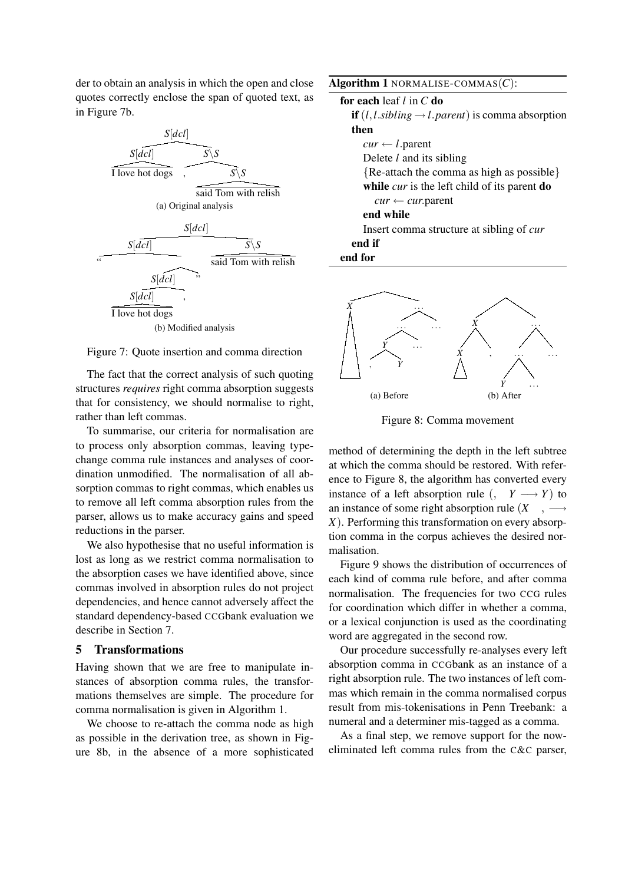der to obtain an analysis in which the open and close quotes correctly enclose the span of quoted text, as in Figure 7b.

(a) Original analysis

(b) Modified analysis

Figure 7: Quote insertion and comma direction

The fact that the correct analysis of such quoting structures *requires* right comma absorption suggests that for consistency, we should normalise to right, rather than left commas.

To summarise, our criteria for normalisation are to process only absorption commas, leaving type-change comma rule instances and analyses of coordination unmodified. The normalisation of all absorption commas to right commas, which enables us to remove all left comma absorption rules from the parser, allows us to make accuracy gains and speed reductions in the parser.

We also hypothesise that no useful information is lost as long as we restrict comma normalisation to the absorption cases we have identified above, since commas involved in absorption rules do not project dependencies, and hence cannot adversely affect the standard dependency-based CCGbank evaluation we describe in Section 7.

## 5 Transformations

Having shown that we are free to manipulate instances of absorption comma rules, the transformations themselves are simple. The procedure for comma normalisation is given in Algorithm 1.

We choose to re-attach the comma node as high as possible in the derivation tree, as shown in Figure 8b, in the absence of a more sophisticated method of determining the depth in the left subtree at which the comma should be restored. With reference to Figure 8, the algorithm has converted every instance of a left absorption rule ($, \quad Y \longrightarrow Y$) to an instance of some right absorption rule ($X \quad , \longrightarrow X$). Performing this transformation on every absorption comma in the corpus achieves the desired normalisation.

**Algorithm 1** NORMALISE-COMMAS($C$):

```
for each leaf l in C do
  if (l, l.sibling → l.parent) is comma absorption then
    cur ← l.parent
    Delete l and its sibling
    {Re-attach the comma as high as possible}
    while cur is the left child of its parent do
      cur ← cur.parent
    end while
    Insert comma structure at sibling of cur
  end if
end for
```

(a) Before (b) After

Figure 8: Comma movement

Figure 9 shows the distribution of occurrences of each kind of comma rule before, and after comma normalisation. The frequencies for two CCG rules for coordination which differ in whether a comma, or a lexical conjunction is used as the coordinating word are aggregated in the second row.

Our procedure successfully re-analyses every left absorption comma in CCGbank as an instance of a right absorption rule. The two instances of left commas which remain in the comma normalised corpus result from mis-tokenisations in Penn Treebank: a numeral and a determiner mis-tagged as a comma.

As a final step, we remove support for the now-eliminated left comma rules from the C&C parser,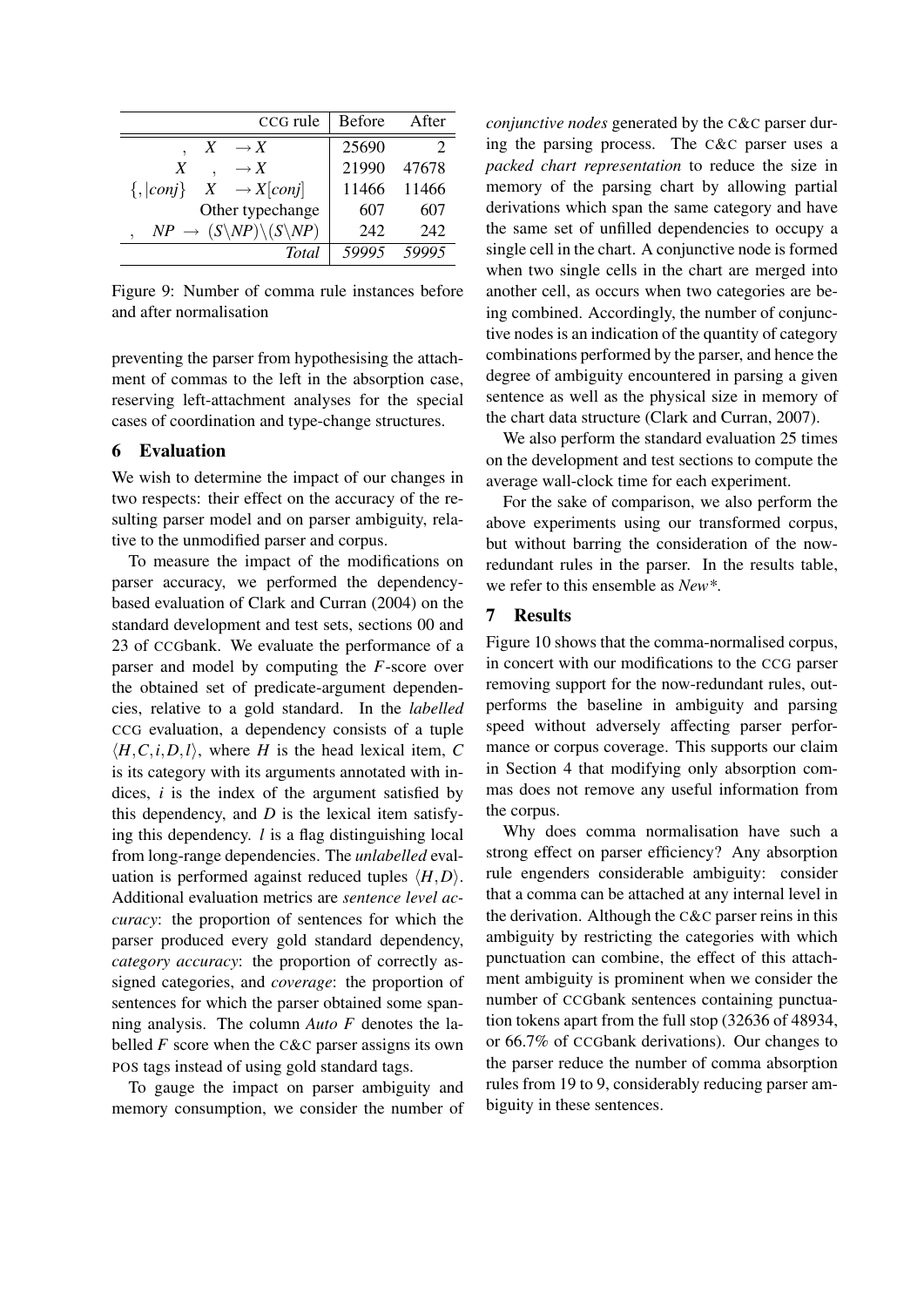| CCG rule | Before | After |
|---|---|---|
| $, \quad X \quad \rightarrow X$ | 25690 | 2 |
| $X \quad , \quad \rightarrow X$ | 21990 | 47678 |
| $\{,\mid conj\} \quad X \quad \rightarrow X[conj]$ | 11466 | 11466 |
| Other typechange | 607 | 607 |
| $, \quad NP \rightarrow (S\backslash NP)\backslash(S\backslash NP)$ | 242 | 242 |
| *Total* | *59995* | *59995* |

Figure 9: Number of comma rule instances before and after normalisation

preventing the parser from hypothesising the attachment of commas to the left in the absorption case, reserving left-attachment analyses for the special cases of coordination and type-change structures.

## 6 Evaluation

We wish to determine the impact of our changes in two respects: their effect on the accuracy of the resulting parser model and on parser ambiguity, relative to the unmodified parser and corpus.

To measure the impact of the modifications on parser accuracy, we performed the dependency-based evaluation of Clark and Curran (2004) on the standard development and test sets, sections 00 and 23 of CCGbank. We evaluate the performance of a parser and model by computing the $F$-score over the obtained set of predicate-argument dependencies, relative to a gold standard. In the *labelled* CCG evaluation, a dependency consists of a tuple $\langle H, C, i, D, l \rangle$, where $H$ is the head lexical item, $C$ is its category with its arguments annotated with indices, $i$ is the index of the argument satisfied by this dependency, and $D$ is the lexical item satisfying this dependency. $l$ is a flag distinguishing local from long-range dependencies. The *unlabelled* evaluation is performed against reduced tuples $\langle H, D \rangle$. Additional evaluation metrics are *sentence level accuracy*: the proportion of sentences for which the parser produced every gold standard dependency, *category accuracy*: the proportion of correctly assigned categories, and *coverage*: the proportion of sentences for which the parser obtained some spanning analysis. The column *Auto F* denotes the labelled $F$ score when the C&C parser assigns its own POS tags instead of using gold standard tags.

To gauge the impact on parser ambiguity and memory consumption, we consider the number of *conjunctive nodes* generated by the C&C parser during the parsing process. The C&C parser uses a *packed chart representation* to reduce the size in memory of the parsing chart by allowing partial derivations which span the same category and have the same set of unfilled dependencies to occupy a single cell in the chart. A conjunctive node is formed when two single cells in the chart are merged into another cell, as occurs when two categories are being combined. Accordingly, the number of conjunctive nodes is an indication of the quantity of category combinations performed by the parser, and hence the degree of ambiguity encountered in parsing a given sentence as well as the physical size in memory of the chart data structure (Clark and Curran, 2007).

We also perform the standard evaluation 25 times on the development and test sections to compute the average wall-clock time for each experiment.

For the sake of comparison, we also perform the above experiments using our transformed corpus, but without barring the consideration of the now-redundant rules in the parser. In the results table, we refer to this ensemble as *New\**.

## 7 Results

Figure 10 shows that the comma-normalised corpus, in concert with our modifications to the CCG parser removing support for the now-redundant rules, outperforms the baseline in ambiguity and parsing speed without adversely affecting parser performance or corpus coverage. This supports our claim in Section 4 that modifying only absorption commas does not remove any useful information from the corpus.

Why does comma normalisation have such a strong effect on parser efficiency? Any absorption rule engenders considerable ambiguity: consider that a comma can be attached at any internal level in the derivation. Although the C&C parser reins in this ambiguity by restricting the categories with which punctuation can combine, the effect of this attachment ambiguity is prominent when we consider the number of CCGbank sentences containing punctuation tokens apart from the full stop (32636 of 48934, or 66.7% of CCGbank derivations). Our changes to the parser reduce the number of comma absorption rules from 19 to 9, considerably reducing parser ambiguity in these sentences.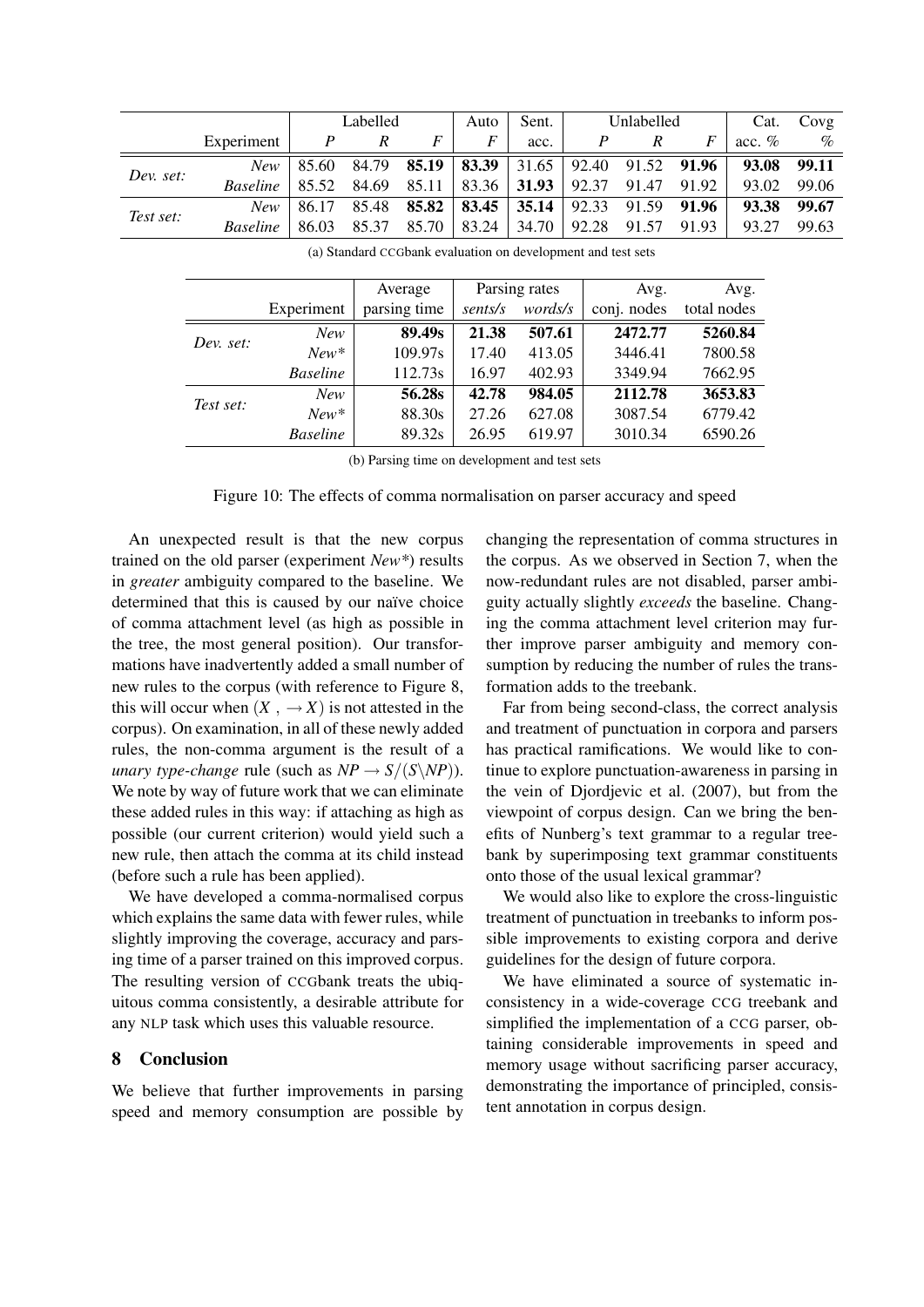| | Experiment | Labelled *P* | Labelled *R* | Labelled *F* | Auto *F* | Sent. acc. | Unlabelled *P* | Unlabelled *R* | Unlabelled *F* | Cat. acc. % | Covg % |
|---|---|---|---|---|---|---|---|---|---|---|---|
| *Dev. set:* | *New* | 85.60 | 84.79 | **85.19** | **83.39** | 31.65 | 92.40 | 91.52 | **91.96** | **93.08** | **99.11** |
| | *Baseline* | 85.52 | 84.69 | 85.11 | 83.36 | **31.93** | 92.37 | 91.47 | 91.92 | 93.02 | 99.06 |
| *Test set:* | *New* | 86.17 | 85.48 | **85.82** | **83.45** | **35.14** | 92.33 | 91.59 | **91.96** | **93.38** | **99.67** |
| | *Baseline* | 86.03 | 85.37 | 85.70 | 83.24 | 34.70 | 92.28 | 91.57 | 91.93 | 93.27 | 99.63 |

(a) Standard CCGbank evaluation on development and test sets

| | Experiment | Average parsing time | Parsing rates *sents/s* | Parsing rates *words/s* | Avg. conj. nodes | Avg. total nodes |
|---|---|---|---|---|---|---|
| *Dev. set:* | *New* | **89.49s** | **21.38** | **507.61** | **2472.77** | **5260.84** |
| | *New\** | 109.97s | 17.40 | 413.05 | 3446.41 | 7800.58 |
| | *Baseline* | 112.73s | 16.97 | 402.93 | 3349.94 | 7662.95 |
| *Test set:* | *New* | **56.28s** | **42.78** | **984.05** | **2112.78** | **3653.83** |
| | *New\** | 88.30s | 27.26 | 627.08 | 3087.54 | 6779.42 |
| | *Baseline* | 89.32s | 26.95 | 619.97 | 3010.34 | 6590.26 |

(b) Parsing time on development and test sets

Figure 10: The effects of comma normalisation on parser accuracy and speed

An unexpected result is that the new corpus trained on the old parser (experiment *New\**) results in *greater* ambiguity compared to the baseline. We determined that this is caused by our naïve choice of comma attachment level (as high as possible in the tree, the most general position). Our transformations have inadvertently added a small number of new rules to the corpus (with reference to Figure 8, this will occur when $(X\ ,\ \rightarrow X)$ is not attested in the corpus). On examination, in all of these newly added rules, the non-comma argument is the result of a *unary type-change* rule (such as $NP \rightarrow S/(S\backslash NP)$). We note by way of future work that we can eliminate these added rules in this way: if attaching as high as possible (our current criterion) would yield such a new rule, then attach the comma at its child instead (before such a rule has been applied).

We have developed a comma-normalised corpus which explains the same data with fewer rules, while slightly improving the coverage, accuracy and parsing time of a parser trained on this improved corpus. The resulting version of CCGbank treats the ubiquitous comma consistently, a desirable attribute for any NLP task which uses this valuable resource.

## 8 Conclusion

We believe that further improvements in parsing speed and memory consumption are possible by changing the representation of comma structures in the corpus. As we observed in Section 7, when the now-redundant rules are not disabled, parser ambiguity actually slightly *exceeds* the baseline. Changing the comma attachment level criterion may further improve parser ambiguity and memory consumption by reducing the number of rules the transformation adds to the treebank.

Far from being second-class, the correct analysis and treatment of punctuation in corpora and parsers has practical ramifications. We would like to continue to explore punctuation-awareness in parsing in the vein of Djordjevic et al. (2007), but from the viewpoint of corpus design. Can we bring the benefits of Nunberg's text grammar to a regular treebank by superimposing text grammar constituents onto those of the usual lexical grammar?

We would also like to explore the cross-linguistic treatment of punctuation in treebanks to inform possible improvements to existing corpora and derive guidelines for the design of future corpora.

We have eliminated a source of systematic inconsistency in a wide-coverage CCG treebank and simplified the implementation of a CCG parser, obtaining considerable improvements in speed and memory usage without sacrificing parser accuracy, demonstrating the importance of principled, consistent annotation in corpus design.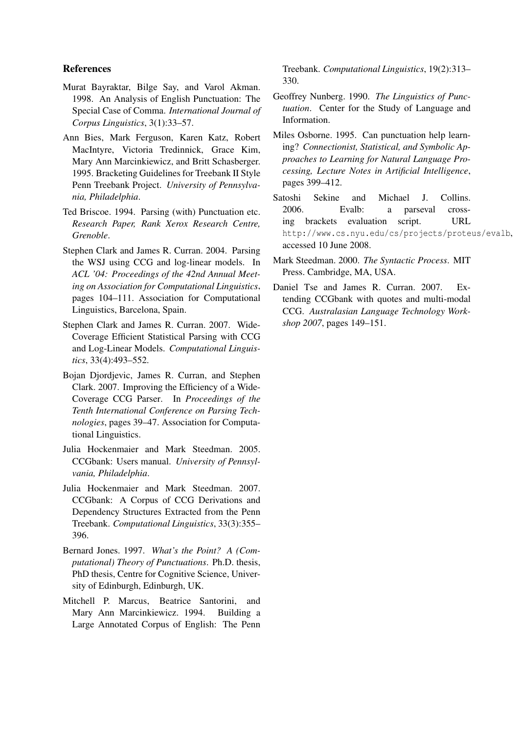## References

Murat Bayraktar, Bilge Say, and Varol Akman. 1998. An Analysis of English Punctuation: The Special Case of Comma. *International Journal of Corpus Linguistics*, 3(1):33–57.

Ann Bies, Mark Ferguson, Karen Katz, Robert MacIntyre, Victoria Tredinnick, Grace Kim, Mary Ann Marcinkiewicz, and Britt Schasberger. 1995. Bracketing Guidelines for Treebank II Style Penn Treebank Project. *University of Pennsylvania, Philadelphia*.

Ted Briscoe. 1994. Parsing (with) Punctuation etc. *Research Paper, Rank Xerox Research Centre, Grenoble*.

Stephen Clark and James R. Curran. 2004. Parsing the WSJ using CCG and log-linear models. In *ACL '04: Proceedings of the 42nd Annual Meeting on Association for Computational Linguistics*, pages 104–111. Association for Computational Linguistics, Barcelona, Spain.

Stephen Clark and James R. Curran. 2007. Wide-Coverage Efficient Statistical Parsing with CCG and Log-Linear Models. *Computational Linguistics*, 33(4):493–552.

Bojan Djordjevic, James R. Curran, and Stephen Clark. 2007. Improving the Efficiency of a Wide-Coverage CCG Parser. In *Proceedings of the Tenth International Conference on Parsing Technologies*, pages 39–47. Association for Computational Linguistics.

Julia Hockenmaier and Mark Steedman. 2005. CCGbank: Users manual. *University of Pennsylvania, Philadelphia*.

Julia Hockenmaier and Mark Steedman. 2007. CCGbank: A Corpus of CCG Derivations and Dependency Structures Extracted from the Penn Treebank. *Computational Linguistics*, 33(3):355–396.

Bernard Jones. 1997. *What's the Point? A (Computational) Theory of Punctuations*. Ph.D. thesis, PhD thesis, Centre for Cognitive Science, University of Edinburgh, Edinburgh, UK.

Mitchell P. Marcus, Beatrice Santorini, and Mary Ann Marcinkiewicz. 1994. Building a Large Annotated Corpus of English: The Penn Treebank. *Computational Linguistics*, 19(2):313–330.

Geoffrey Nunberg. 1990. *The Linguistics of Punctuation*. Center for the Study of Language and Information.

Miles Osborne. 1995. Can punctuation help learning? *Connectionist, Statistical, and Symbolic Approaches to Learning for Natural Language Processing, Lecture Notes in Artificial Intelligence*, pages 399–412.

Satoshi Sekine and Michael J. Collins. 2006. Evalb: a parseval crossing brackets evaluation script. URL `http://www.cs.nyu.edu/cs/projects/proteus/evalb`, accessed 10 June 2008.

Mark Steedman. 2000. *The Syntactic Process*. MIT Press. Cambridge, MA, USA.

Daniel Tse and James R. Curran. 2007. Extending CCGbank with quotes and multi-modal CCG. *Australasian Language Technology Workshop 2007*, pages 149–151.